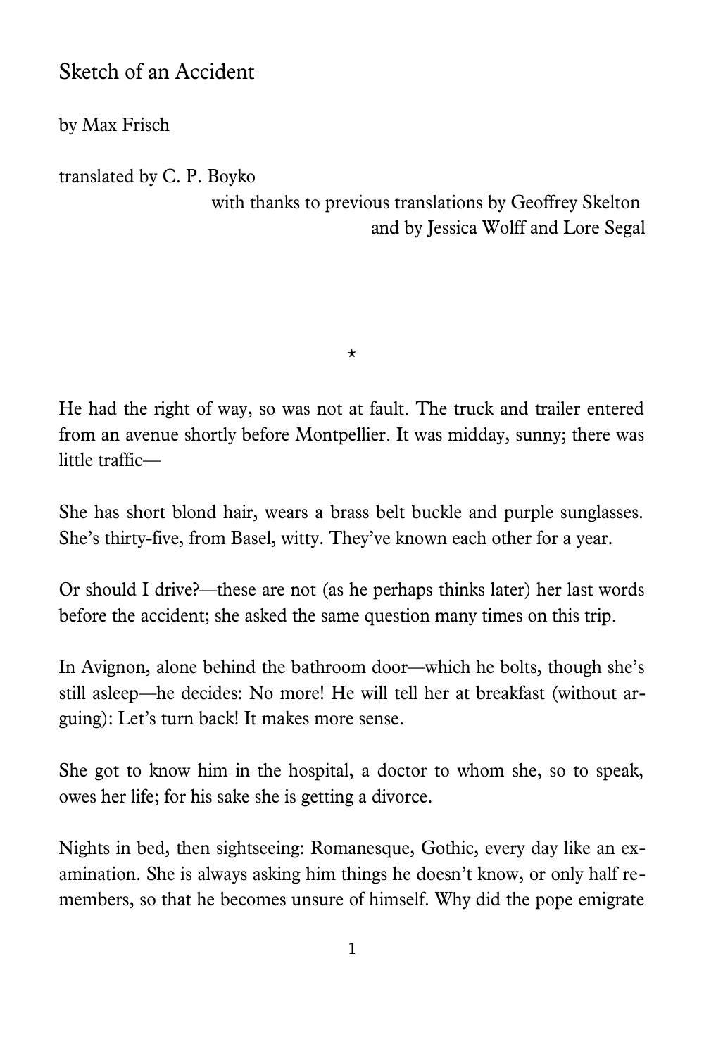# Sketch of an Accident

by Max Frisch

translated by C. P. Boyko

with thanks to previous translations by Geoffrey Skelton and by Jessica Wolff and Lore Segal

⋆

He had the right of way, so was not at fault. The truck and trailer entered from an avenue shortly before Montpellier. It was midday, sunny; there was little traffic—

She has short blond hair, wears a brass belt buckle and purple sunglasses. She's thirty-five, from Basel, witty. They've known each other for a year.

Or should I drive?—these are not (as he perhaps thinks later) her last words before the accident; she asked the same question many times on this trip.

In Avignon, alone behind the bathroom door—which he bolts, though she's still asleep—he decides: No more! He will tell her at breakfast (without arguing): Let's turn back! It makes more sense.

She got to know him in the hospital, a doctor to whom she, so to speak, owes her life; for his sake she is getting a divorce.

Nights in bed, then sightseeing: Romanesque, Gothic, every day like an examination. She is always asking him things he doesn't know, or only half remembers, so that he becomes unsure of himself. Why did the pope emigrate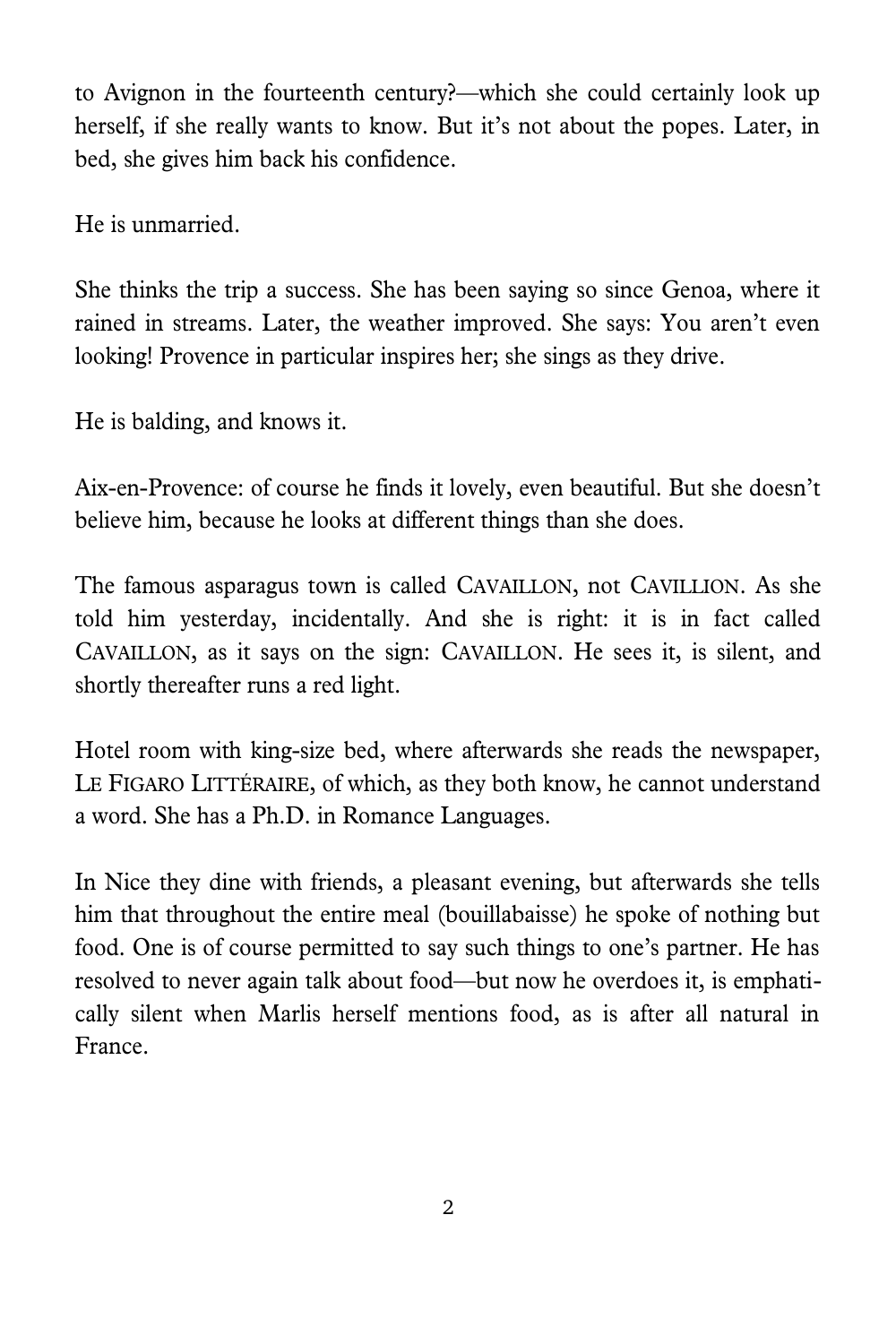to Avignon in the fourteenth century?—which she could certainly look up herself, if she really wants to know. But it's not about the popes. Later, in bed, she gives him back his confidence.

He is unmarried.

She thinks the trip a success. She has been saying so since Genoa, where it rained in streams. Later, the weather improved. She says: You aren't even looking! Provence in particular inspires her; she sings as they drive.

He is balding, and knows it.

Aix-en-Provence: of course he finds it lovely, even beautiful. But she doesn't believe him, because he looks at different things than she does.

The famous asparagus town is called CAVAILLON, not CAVILLION. As she told him yesterday, incidentally. And she is right: it is in fact called CAVAILLON, as it says on the sign: CAVAILLON. He sees it, is silent, and shortly thereafter runs a red light.

Hotel room with king-size bed, where afterwards she reads the newspaper, LE FIGARO LITTÉRAIRE, of which, as they both know, he cannot understand a word. She has a Ph.D. in Romance Languages.

In Nice they dine with friends, a pleasant evening, but afterwards she tells him that throughout the entire meal (bouillabaisse) he spoke of nothing but food. One is of course permitted to say such things to one's partner. He has resolved to never again talk about food—but now he overdoes it, is emphatically silent when Marlis herself mentions food, as is after all natural in France.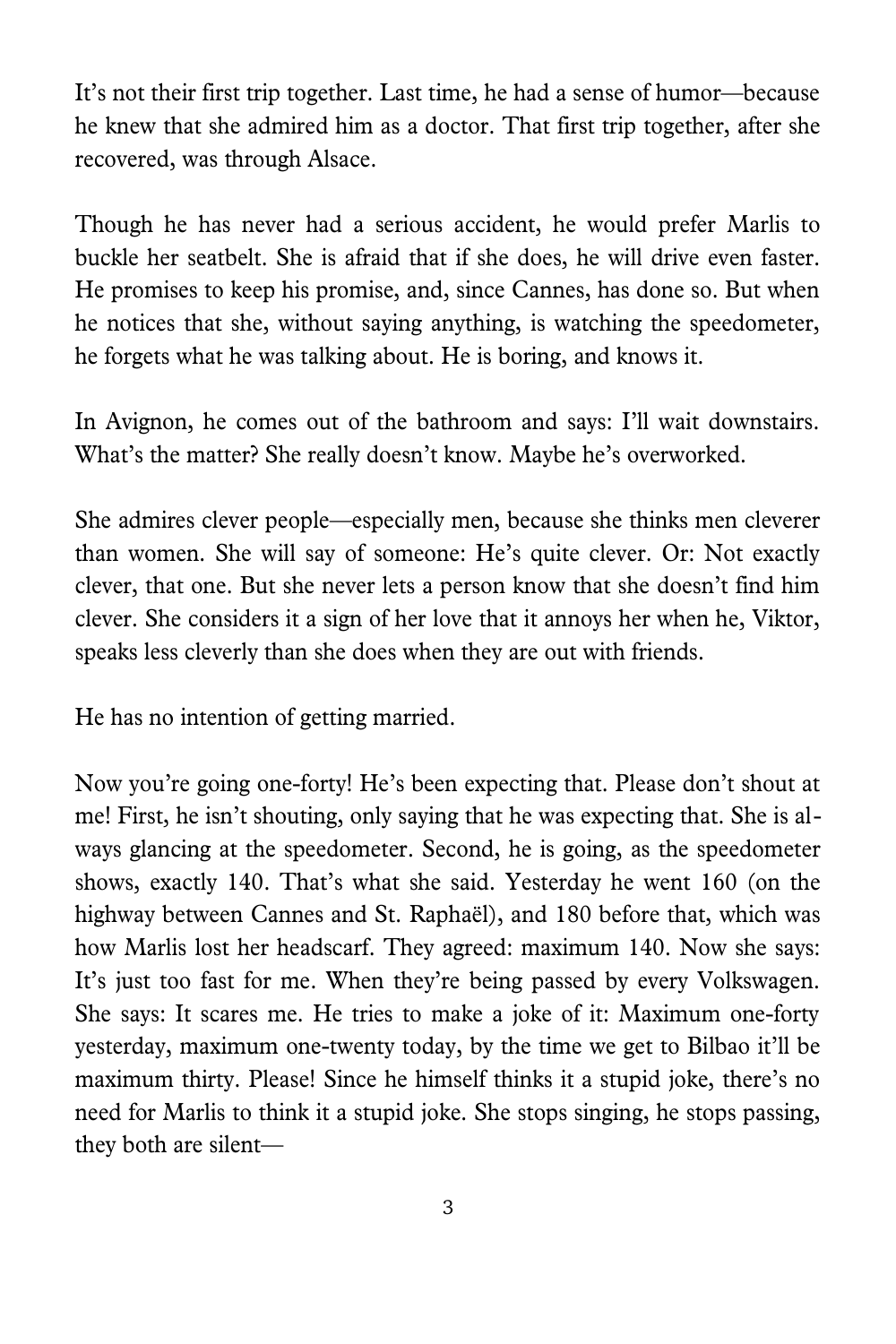It's not their first trip together. Last time, he had a sense of humor—because he knew that she admired him as a doctor. That first trip together, after she recovered, was through Alsace.

Though he has never had a serious accident, he would prefer Marlis to buckle her seatbelt. She is afraid that if she does, he will drive even faster. He promises to keep his promise, and, since Cannes, has done so. But when he notices that she, without saying anything, is watching the speedometer, he forgets what he was talking about. He is boring, and knows it.

In Avignon, he comes out of the bathroom and says: I'll wait downstairs. What's the matter? She really doesn't know. Maybe he's overworked.

She admires clever people—especially men, because she thinks men cleverer than women. She will say of someone: He's quite clever. Or: Not exactly clever, that one. But she never lets a person know that she doesn't find him clever. She considers it a sign of her love that it annoys her when he, Viktor, speaks less cleverly than she does when they are out with friends.

He has no intention of getting married.

Now you're going one-forty! He's been expecting that. Please don't shout at me! First, he isn't shouting, only saying that he was expecting that. She is always glancing at the speedometer. Second, he is going, as the speedometer shows, exactly 140. That's what she said. Yesterday he went 160 (on the highway between Cannes and St. Raphaël), and 180 before that, which was how Marlis lost her headscarf. They agreed: maximum 140. Now she says: It's just too fast for me. When they're being passed by every Volkswagen. She says: It scares me. He tries to make a joke of it: Maximum one-forty yesterday, maximum one-twenty today, by the time we get to Bilbao it'll be maximum thirty. Please! Since he himself thinks it a stupid joke, there's no need for Marlis to think it a stupid joke. She stops singing, he stops passing, they both are silent—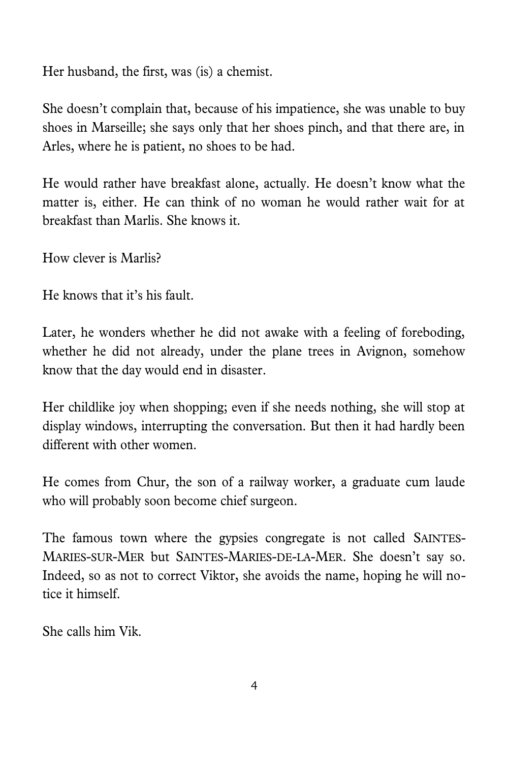Her husband, the first, was (is) a chemist.

She doesn't complain that, because of his impatience, she was unable to buy shoes in Marseille; she says only that her shoes pinch, and that there are, in Arles, where he is patient, no shoes to be had.

He would rather have breakfast alone, actually. He doesn't know what the matter is, either. He can think of no woman he would rather wait for at breakfast than Marlis. She knows it.

How clever is Marlis?

He knows that it's his fault.

Later, he wonders whether he did not awake with a feeling of foreboding, whether he did not already, under the plane trees in Avignon, somehow know that the day would end in disaster.

Her childlike joy when shopping; even if she needs nothing, she will stop at display windows, interrupting the conversation. But then it had hardly been different with other women.

He comes from Chur, the son of a railway worker, a graduate cum laude who will probably soon become chief surgeon.

The famous town where the gypsies congregate is not called SAINTES-MARIES-SUR-MER but SAINTES-MARIES-DE-LA-MER. She doesn't say so. Indeed, so as not to correct Viktor, she avoids the name, hoping he will notice it himself.

She calls him Vik.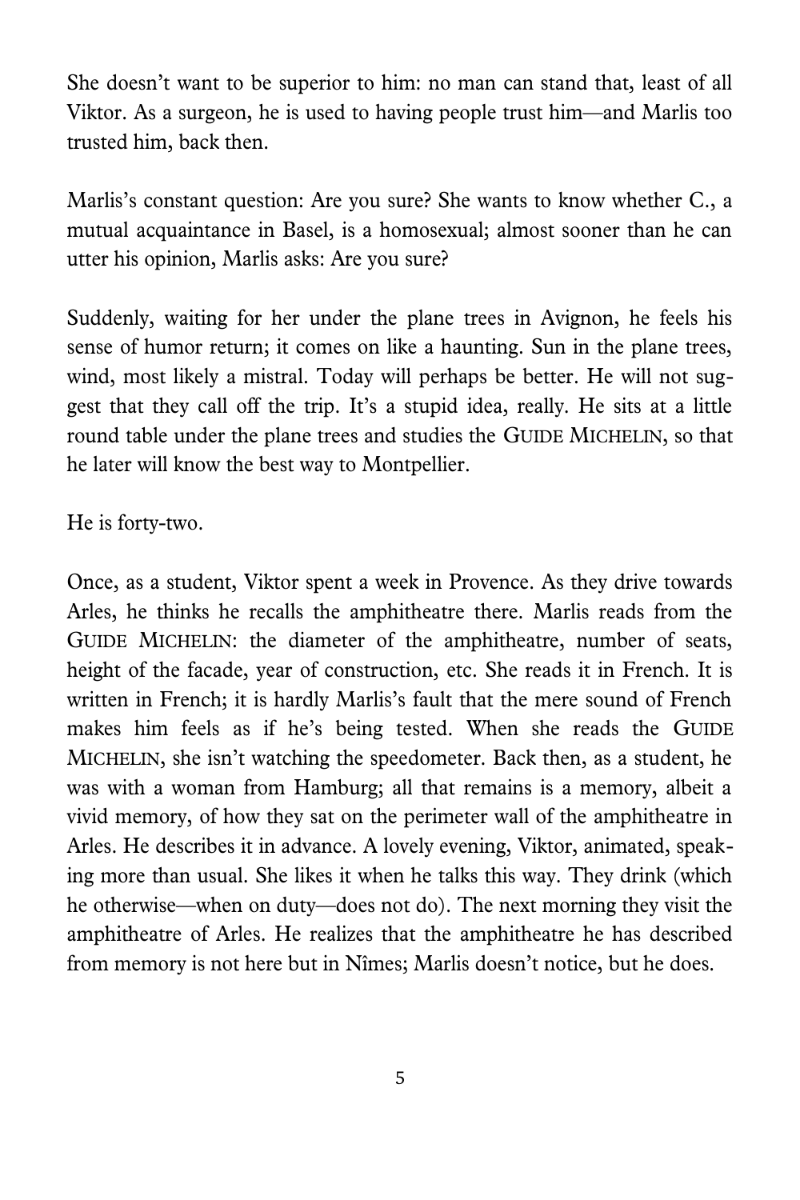She doesn't want to be superior to him: no man can stand that, least of all Viktor. As a surgeon, he is used to having people trust him—and Marlis too trusted him, back then.

Marlis's constant question: Are you sure? She wants to know whether C., a mutual acquaintance in Basel, is a homosexual; almost sooner than he can utter his opinion, Marlis asks: Are you sure?

Suddenly, waiting for her under the plane trees in Avignon, he feels his sense of humor return; it comes on like a haunting. Sun in the plane trees, wind, most likely a mistral. Today will perhaps be better. He will not suggest that they call off the trip. It's a stupid idea, really. He sits at a little round table under the plane trees and studies the GUIDE MICHELIN, so that he later will know the best way to Montpellier.

He is forty-two.

Once, as a student, Viktor spent a week in Provence. As they drive towards Arles, he thinks he recalls the amphitheatre there. Marlis reads from the GUIDE MICHELIN: the diameter of the amphitheatre, number of seats, height of the facade, year of construction, etc. She reads it in French. It is written in French; it is hardly Marlis's fault that the mere sound of French makes him feels as if he's being tested. When she reads the GUIDE MICHELIN, she isn't watching the speedometer. Back then, as a student, he was with a woman from Hamburg; all that remains is a memory, albeit a vivid memory, of how they sat on the perimeter wall of the amphitheatre in Arles. He describes it in advance. A lovely evening, Viktor, animated, speaking more than usual. She likes it when he talks this way. They drink (which he otherwise—when on duty—does not do). The next morning they visit the amphitheatre of Arles. He realizes that the amphitheatre he has described from memory is not here but in Nîmes; Marlis doesn't notice, but he does.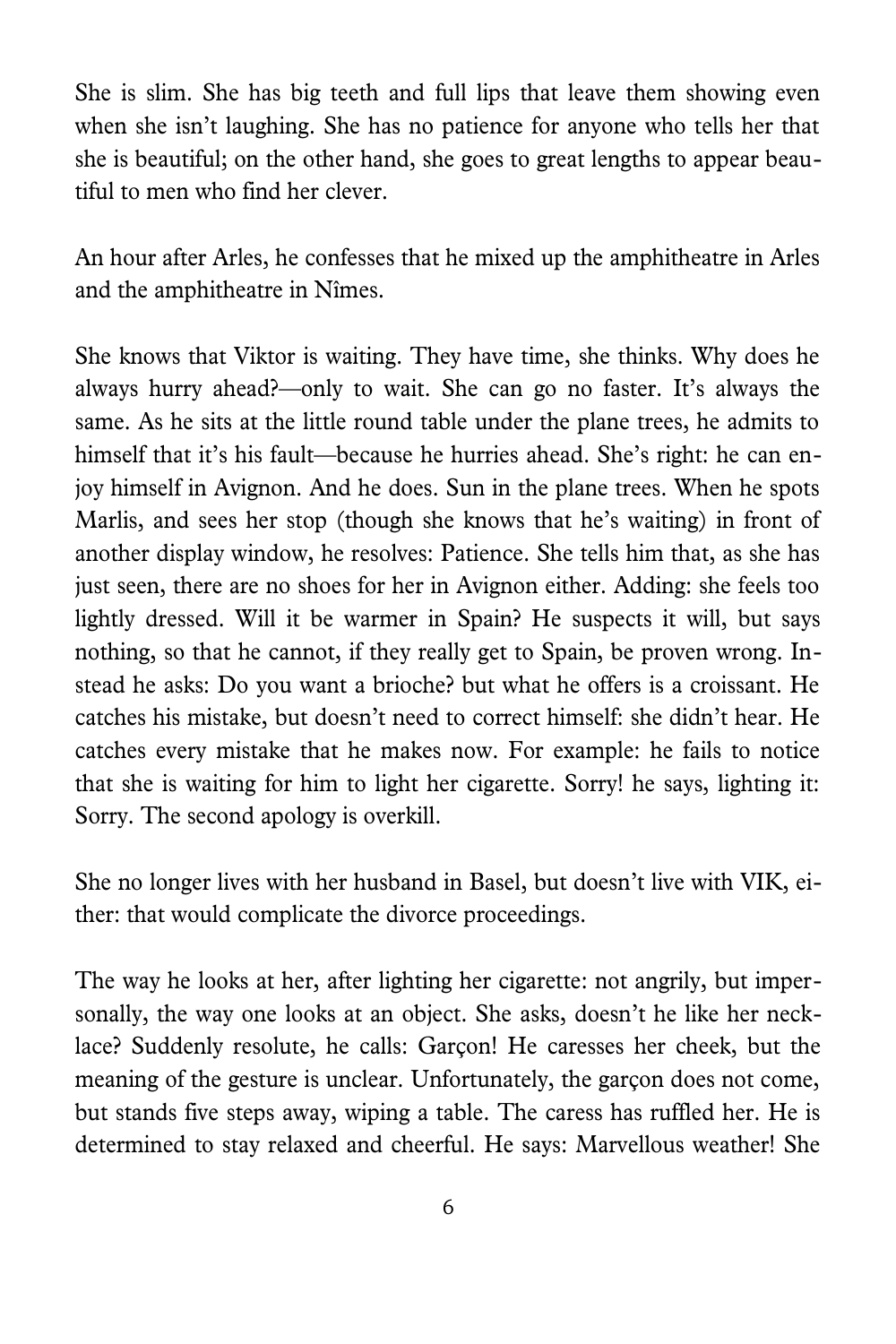She is slim. She has big teeth and full lips that leave them showing even when she isn't laughing. She has no patience for anyone who tells her that she is beautiful; on the other hand, she goes to great lengths to appear beautiful to men who find her clever.

An hour after Arles, he confesses that he mixed up the amphitheatre in Arles and the amphitheatre in Nîmes.

She knows that Viktor is waiting. They have time, she thinks. Why does he always hurry ahead?—only to wait. She can go no faster. It's always the same. As he sits at the little round table under the plane trees, he admits to himself that it's his fault—because he hurries ahead. She's right: he can enjoy himself in Avignon. And he does. Sun in the plane trees. When he spots Marlis, and sees her stop (though she knows that he's waiting) in front of another display window, he resolves: Patience. She tells him that, as she has just seen, there are no shoes for her in Avignon either. Adding: she feels too lightly dressed. Will it be warmer in Spain? He suspects it will, but says nothing, so that he cannot, if they really get to Spain, be proven wrong. Instead he asks: Do you want a brioche? but what he offers is a croissant. He catches his mistake, but doesn't need to correct himself: she didn't hear. He catches every mistake that he makes now. For example: he fails to notice that she is waiting for him to light her cigarette. Sorry! he says, lighting it: Sorry. The second apology is overkill.

She no longer lives with her husband in Basel, but doesn't live with VIK, either: that would complicate the divorce proceedings.

The way he looks at her, after lighting her cigarette: not angrily, but impersonally, the way one looks at an object. She asks, doesn't he like her necklace? Suddenly resolute, he calls: Garçon! He caresses her cheek, but the meaning of the gesture is unclear. Unfortunately, the garçon does not come, but stands five steps away, wiping a table. The caress has ruffled her. He is determined to stay relaxed and cheerful. He says: Marvellous weather! She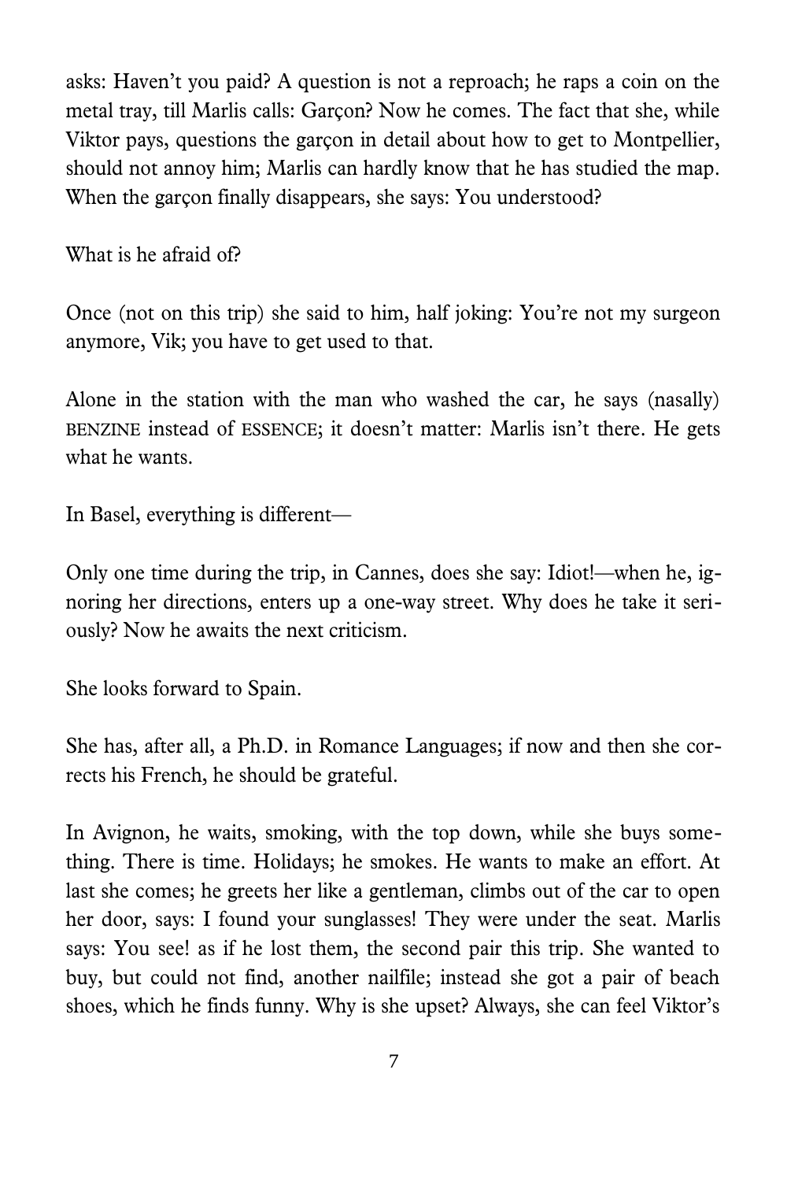asks: Haven't you paid? A question is not a reproach; he raps a coin on the metal tray, till Marlis calls: Garçon? Now he comes. The fact that she, while Viktor pays, questions the garçon in detail about how to get to Montpellier, should not annoy him; Marlis can hardly know that he has studied the map. When the garçon finally disappears, she says: You understood?

What is he afraid of?

Once (not on this trip) she said to him, half joking: You're not my surgeon anymore, Vik; you have to get used to that.

Alone in the station with the man who washed the car, he says (nasally) BENZINE instead of ESSENCE; it doesn't matter: Marlis isn't there. He gets what he wants.

In Basel, everything is different—

Only one time during the trip, in Cannes, does she say: Idiot!—when he, ignoring her directions, enters up a one-way street. Why does he take it seriously? Now he awaits the next criticism.

She looks forward to Spain.

She has, after all, a Ph.D. in Romance Languages; if now and then she corrects his French, he should be grateful.

In Avignon, he waits, smoking, with the top down, while she buys something. There is time. Holidays; he smokes. He wants to make an effort. At last she comes; he greets her like a gentleman, climbs out of the car to open her door, says: I found your sunglasses! They were under the seat. Marlis says: You see! as if he lost them, the second pair this trip. She wanted to buy, but could not find, another nailfile; instead she got a pair of beach shoes, which he finds funny. Why is she upset? Always, she can feel Viktor's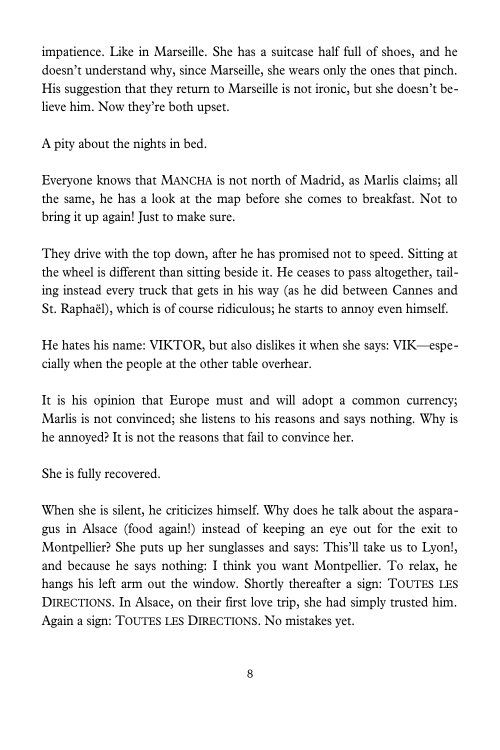impatience. Like in Marseille. She has a suitcase half full of shoes, and he doesn't understand why, since Marseille, she wears only the ones that pinch. His suggestion that they return to Marseille is not ironic, but she doesn't believe him. Now they're both upset.

A pity about the nights in bed.

Everyone knows that MANCHA is not north of Madrid, as Marlis claims; all the same, he has a look at the map before she comes to breakfast. Not to bring it up again! Just to make sure.

They drive with the top down, after he has promised not to speed. Sitting at the wheel is different than sitting beside it. He ceases to pass altogether, tailing instead every truck that gets in his way (as he did between Cannes and St. Raphaël), which is of course ridiculous; he starts to annoy even himself.

He hates his name: VIKTOR, but also dislikes it when she says: VIK—especially when the people at the other table overhear.

It is his opinion that Europe must and will adopt a common currency; Marlis is not convinced; she listens to his reasons and says nothing. Why is he annoyed? It is not the reasons that fail to convince her.

She is fully recovered.

When she is silent, he criticizes himself. Why does he talk about the asparagus in Alsace (food again!) instead of keeping an eye out for the exit to Montpellier? She puts up her sunglasses and says: This'll take us to Lyon!, and because he says nothing: I think you want Montpellier. To relax, he hangs his left arm out the window. Shortly thereafter a sign: TOUTES LES DIRECTIONS. In Alsace, on their first love trip, she had simply trusted him. Again a sign: TOUTES LES DIRECTIONS. No mistakes yet.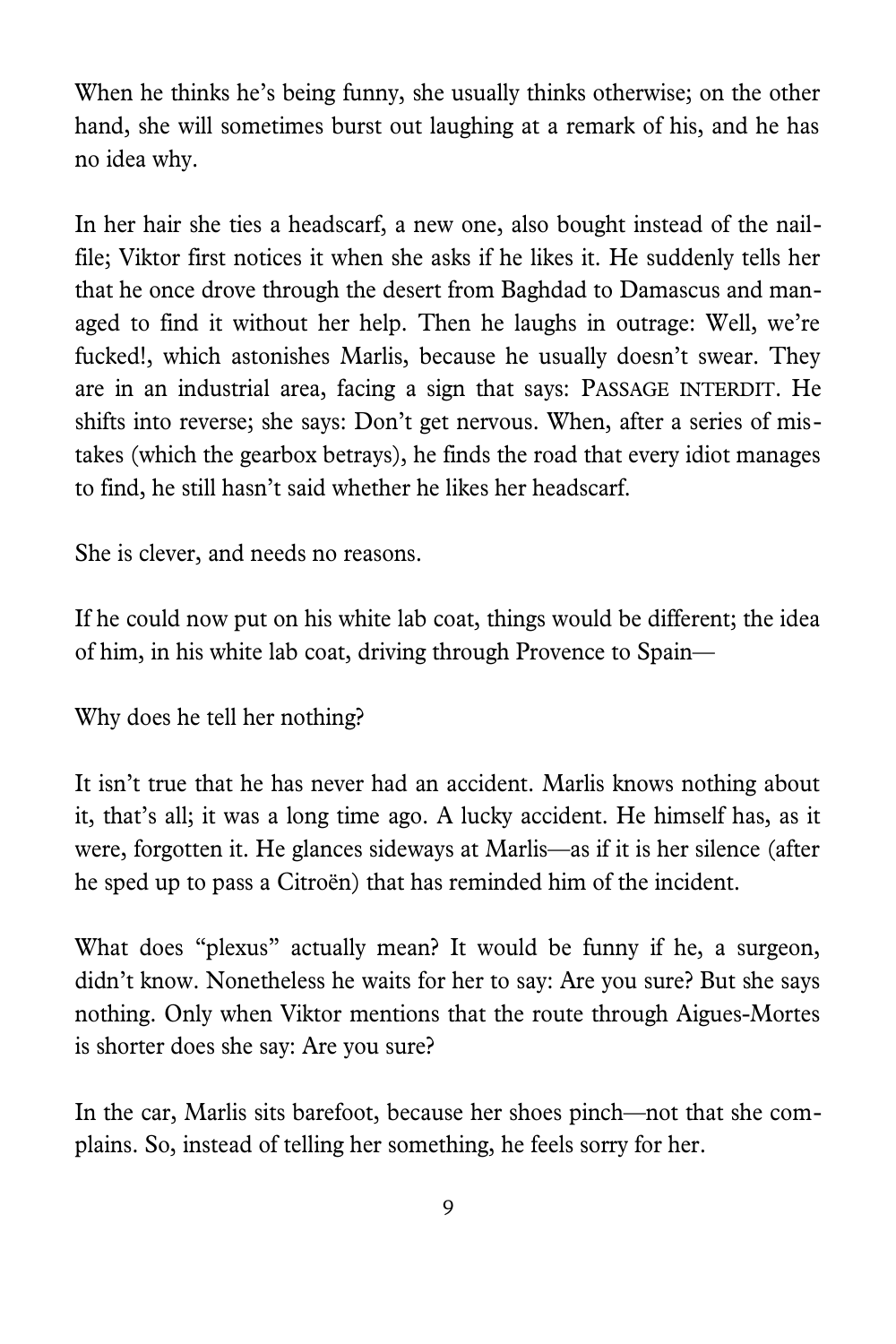When he thinks he's being funny, she usually thinks otherwise; on the other hand, she will sometimes burst out laughing at a remark of his, and he has no idea why.

In her hair she ties a headscarf, a new one, also bought instead of the nail-file; Viktor first notices it when she asks if he likes it. He suddenly tells her that he once drove through the desert from Baghdad to Damascus and managed to find it without her help. Then he laughs in outrage: Well, we're fucked!, which astonishes Marlis, because he usually doesn't swear. They are in an industrial area, facing a sign that says: PASSAGE INTERDIT. He shifts into reverse; she says: Don't get nervous. When, after a series of mistakes (which the gearbox betrays), he finds the road that every idiot manages to find, he still hasn't said whether he likes her headscarf.

She is clever, and needs no reasons.

If he could now put on his white lab coat, things would be different; the idea of him, in his white lab coat, driving through Provence to Spain—

Why does he tell her nothing?

It isn't true that he has never had an accident. Marlis knows nothing about it, that's all; it was a long time ago. A lucky accident. He himself has, as it were, forgotten it. He glances sideways at Marlis—as if it is her silence (after he sped up to pass a Citroën) that has reminded him of the incident.

What does "plexus" actually mean? It would be funny if he, a surgeon, didn't know. Nonetheless he waits for her to say: Are you sure? But she says nothing. Only when Viktor mentions that the route through Aigues-Mortes is shorter does she say: Are you sure?

In the car, Marlis sits barefoot, because her shoes pinch—not that she complains. So, instead of telling her something, he feels sorry for her.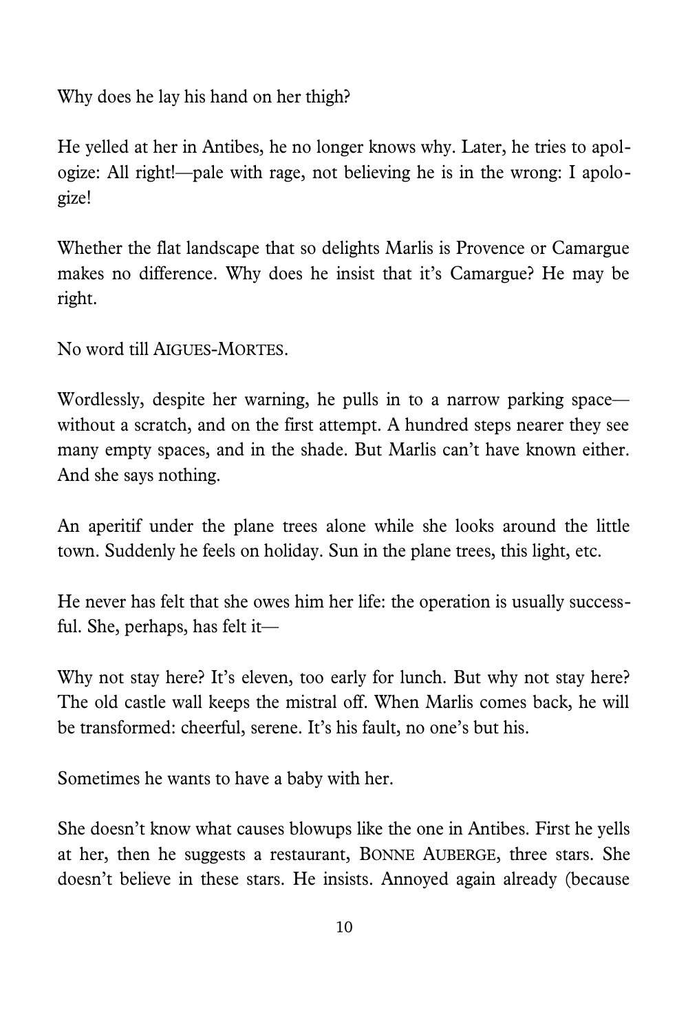Why does he lay his hand on her thigh?

He yelled at her in Antibes, he no longer knows why. Later, he tries to apologize: All right!—pale with rage, not believing he is in the wrong: I apologize!

Whether the flat landscape that so delights Marlis is Provence or Camargue makes no difference. Why does he insist that it's Camargue? He may be right.

No word till AIGUES-MORTES.

Wordlessly, despite her warning, he pulls in to a narrow parking space—without a scratch, and on the first attempt. A hundred steps nearer they see many empty spaces, and in the shade. But Marlis can't have known either. And she says nothing.

An aperitif under the plane trees alone while she looks around the little town. Suddenly he feels on holiday. Sun in the plane trees, this light, etc.

He never has felt that she owes him her life: the operation is usually successful. She, perhaps, has felt it—

Why not stay here? It's eleven, too early for lunch. But why not stay here? The old castle wall keeps the mistral off. When Marlis comes back, he will be transformed: cheerful, serene. It's his fault, no one's but his.

Sometimes he wants to have a baby with her.

She doesn't know what causes blowups like the one in Antibes. First he yells at her, then he suggests a restaurant, BONNE AUBERGE, three stars. She doesn't believe in these stars. He insists. Annoyed again already (because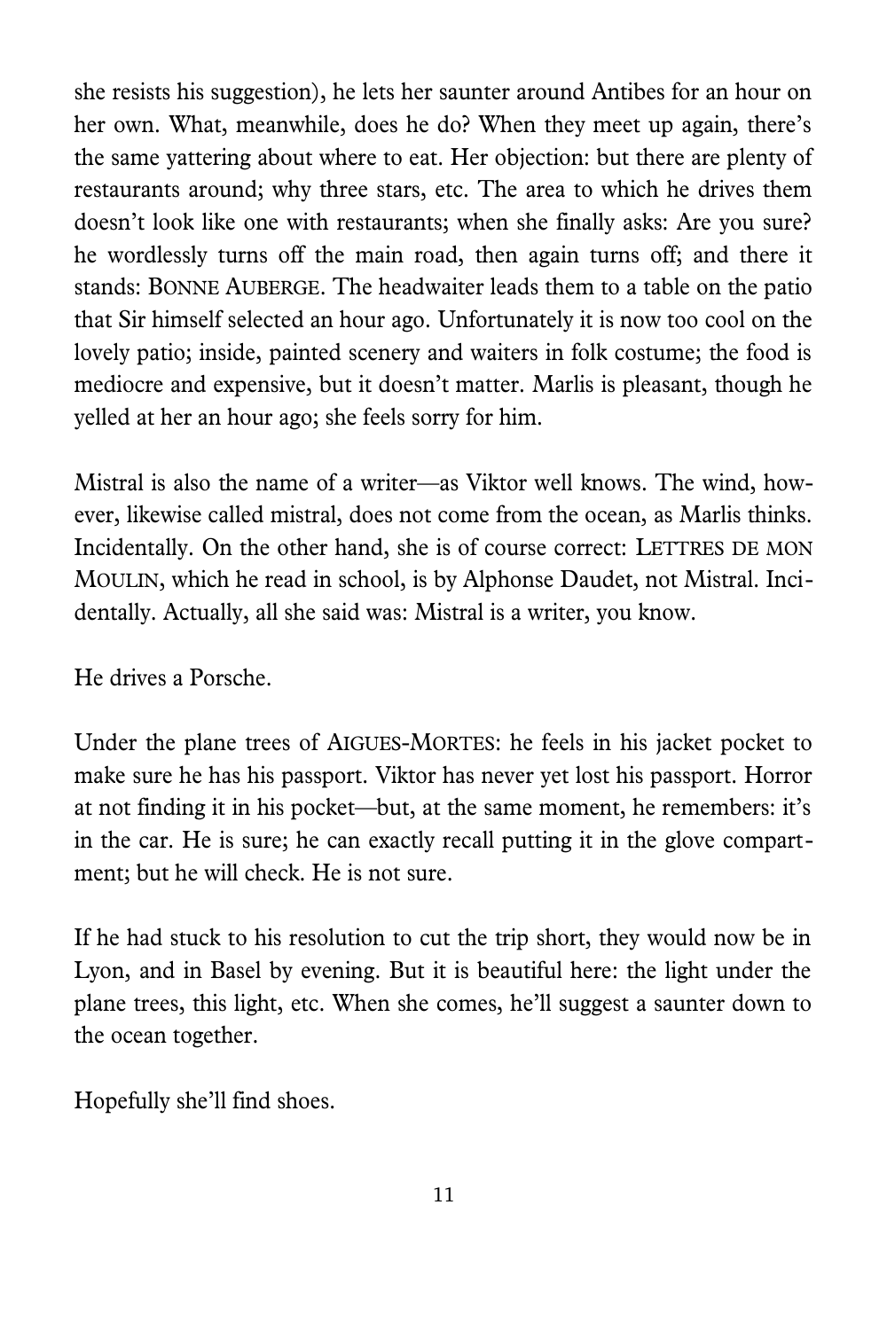she resists his suggestion), he lets her saunter around Antibes for an hour on her own. What, meanwhile, does he do? When they meet up again, there's the same yattering about where to eat. Her objection: but there are plenty of restaurants around; why three stars, etc. The area to which he drives them doesn't look like one with restaurants; when she finally asks: Are you sure? he wordlessly turns off the main road, then again turns off; and there it stands: BONNE AUBERGE. The headwaiter leads them to a table on the patio that Sir himself selected an hour ago. Unfortunately it is now too cool on the lovely patio; inside, painted scenery and waiters in folk costume; the food is mediocre and expensive, but it doesn't matter. Marlis is pleasant, though he yelled at her an hour ago; she feels sorry for him.

Mistral is also the name of a writer—as Viktor well knows. The wind, however, likewise called mistral, does not come from the ocean, as Marlis thinks. Incidentally. On the other hand, she is of course correct: LETTRES DE MON MOULIN, which he read in school, is by Alphonse Daudet, not Mistral. Incidentally. Actually, all she said was: Mistral is a writer, you know.

He drives a Porsche.

Under the plane trees of AIGUES-MORTES: he feels in his jacket pocket to make sure he has his passport. Viktor has never yet lost his passport. Horror at not finding it in his pocket—but, at the same moment, he remembers: it's in the car. He is sure; he can exactly recall putting it in the glove compartment; but he will check. He is not sure.

If he had stuck to his resolution to cut the trip short, they would now be in Lyon, and in Basel by evening. But it is beautiful here: the light under the plane trees, this light, etc. When she comes, he'll suggest a saunter down to the ocean together.

Hopefully she'll find shoes.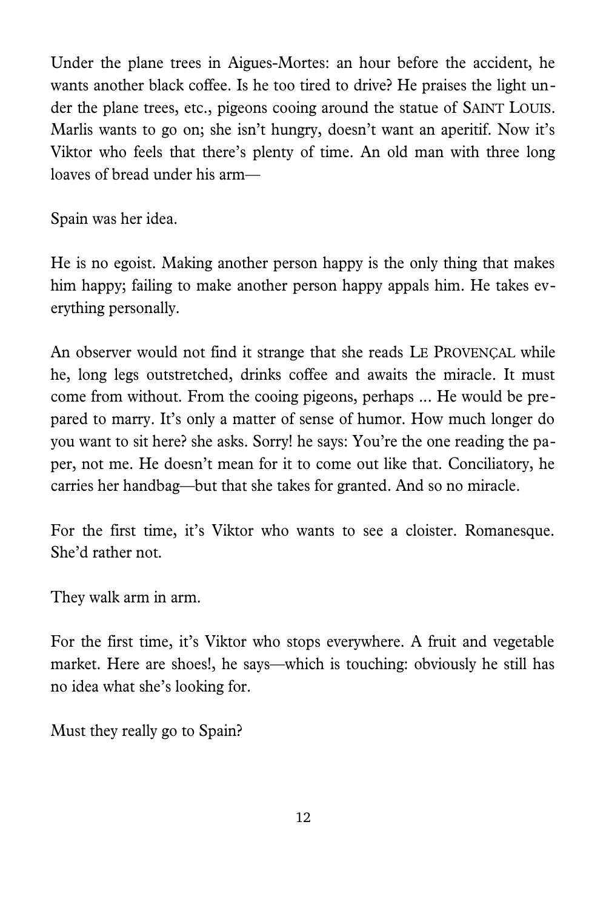Under the plane trees in Aigues-Mortes: an hour before the accident, he wants another black coffee. Is he too tired to drive? He praises the light under the plane trees, etc., pigeons cooing around the statue of SAINT LOUIS. Marlis wants to go on; she isn't hungry, doesn't want an aperitif. Now it's Viktor who feels that there's plenty of time. An old man with three long loaves of bread under his arm—

Spain was her idea.

He is no egoist. Making another person happy is the only thing that makes him happy; failing to make another person happy appals him. He takes everything personally.

An observer would not find it strange that she reads LE PROVENÇAL while he, long legs outstretched, drinks coffee and awaits the miracle. It must come from without. From the cooing pigeons, perhaps ... He would be prepared to marry. It's only a matter of sense of humor. How much longer do you want to sit here? she asks. Sorry! he says: You're the one reading the paper, not me. He doesn't mean for it to come out like that. Conciliatory, he carries her handbag—but that she takes for granted. And so no miracle.

For the first time, it's Viktor who wants to see a cloister. Romanesque. She'd rather not.

They walk arm in arm.

For the first time, it's Viktor who stops everywhere. A fruit and vegetable market. Here are shoes!, he says—which is touching: obviously he still has no idea what she's looking for.

Must they really go to Spain?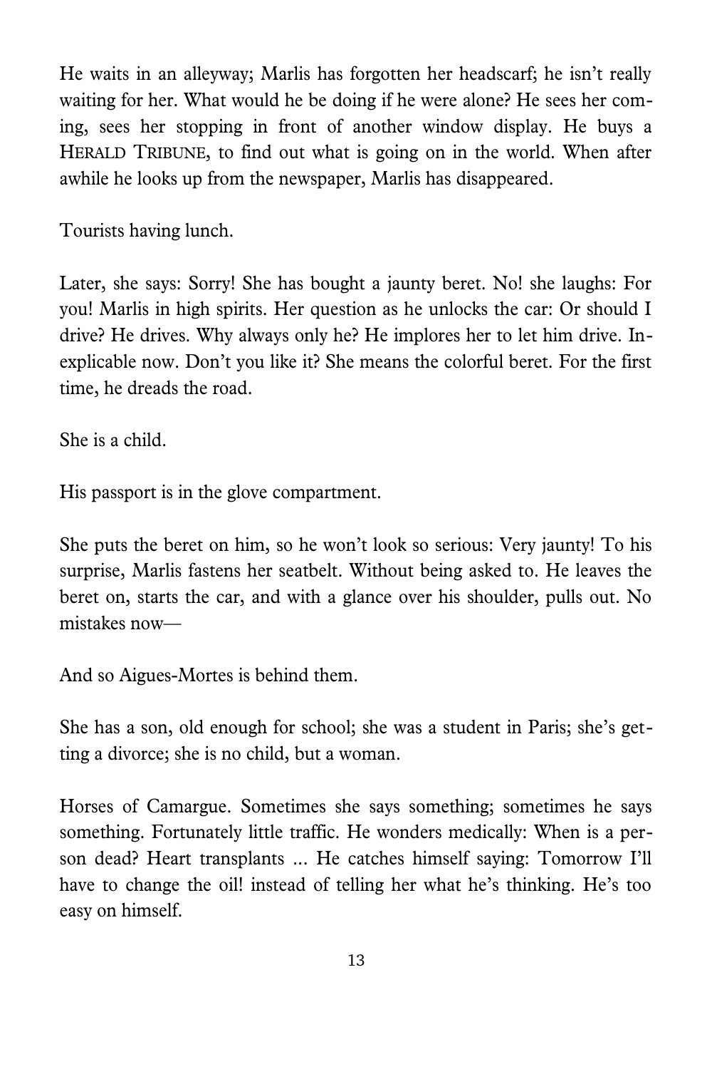He waits in an alleyway; Marlis has forgotten her headscarf; he isn't really waiting for her. What would he be doing if he were alone? He sees her coming, sees her stopping in front of another window display. He buys a HERALD TRIBUNE, to find out what is going on in the world. When after awhile he looks up from the newspaper, Marlis has disappeared.

Tourists having lunch.

Later, she says: Sorry! She has bought a jaunty beret. No! she laughs: For you! Marlis in high spirits. Her question as he unlocks the car: Or should I drive? He drives. Why always only he? He implores her to let him drive. Inexplicable now. Don't you like it? She means the colorful beret. For the first time, he dreads the road.

She is a child.

His passport is in the glove compartment.

She puts the beret on him, so he won't look so serious: Very jaunty! To his surprise, Marlis fastens her seatbelt. Without being asked to. He leaves the beret on, starts the car, and with a glance over his shoulder, pulls out. No mistakes now—

And so Aigues-Mortes is behind them.

She has a son, old enough for school; she was a student in Paris; she's getting a divorce; she is no child, but a woman.

Horses of Camargue. Sometimes she says something; sometimes he says something. Fortunately little traffic. He wonders medically: When is a person dead? Heart transplants ... He catches himself saying: Tomorrow I'll have to change the oil! instead of telling her what he's thinking. He's too easy on himself.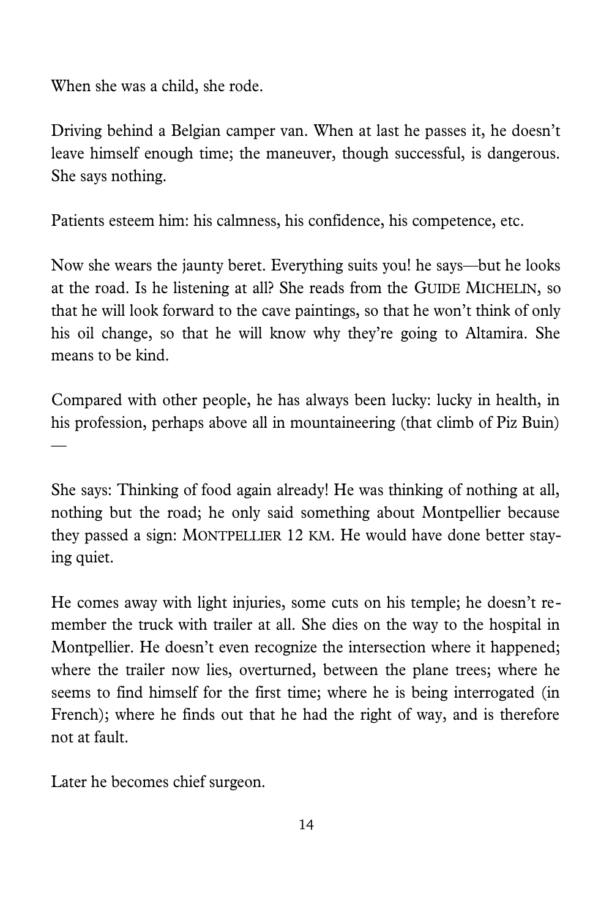When she was a child, she rode.

Driving behind a Belgian camper van. When at last he passes it, he doesn't leave himself enough time; the maneuver, though successful, is dangerous. She says nothing.

Patients esteem him: his calmness, his confidence, his competence, etc.

Now she wears the jaunty beret. Everything suits you! he says—but he looks at the road. Is he listening at all? She reads from the GUIDE MICHELIN, so that he will look forward to the cave paintings, so that he won't think of only his oil change, so that he will know why they're going to Altamira. She means to be kind.

Compared with other people, he has always been lucky: lucky in health, in his profession, perhaps above all in mountaineering (that climb of Piz Buin)—

She says: Thinking of food again already! He was thinking of nothing at all, nothing but the road; he only said something about Montpellier because they passed a sign: MONTPELLIER 12 KM. He would have done better staying quiet.

He comes away with light injuries, some cuts on his temple; he doesn't remember the truck with trailer at all. She dies on the way to the hospital in Montpellier. He doesn't even recognize the intersection where it happened; where the trailer now lies, overturned, between the plane trees; where he seems to find himself for the first time; where he is being interrogated (in French); where he finds out that he had the right of way, and is therefore not at fault.

Later he becomes chief surgeon.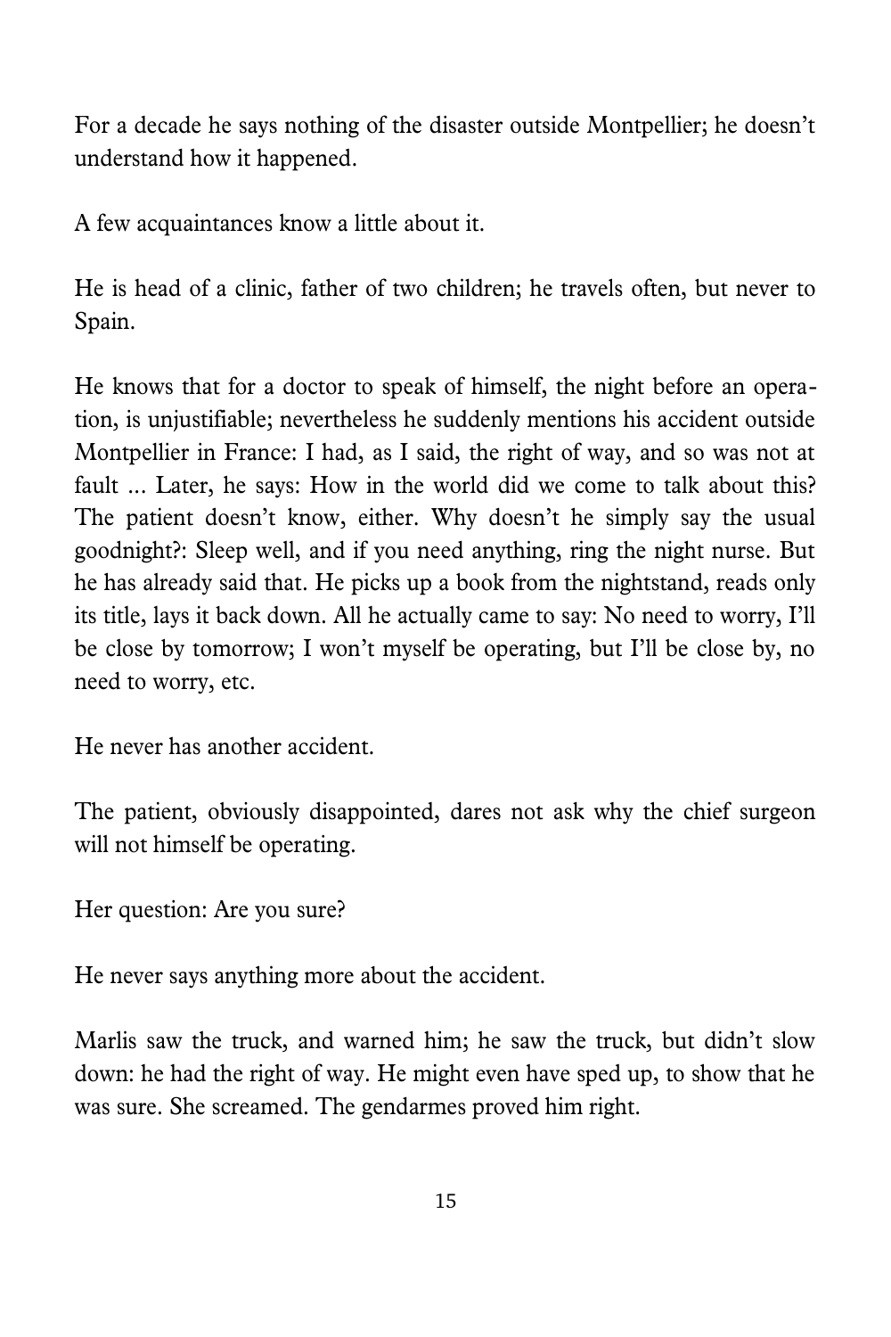For a decade he says nothing of the disaster outside Montpellier; he doesn't understand how it happened.

A few acquaintances know a little about it.

He is head of a clinic, father of two children; he travels often, but never to Spain.

He knows that for a doctor to speak of himself, the night before an operation, is unjustifiable; nevertheless he suddenly mentions his accident outside Montpellier in France: I had, as I said, the right of way, and so was not at fault ... Later, he says: How in the world did we come to talk about this? The patient doesn't know, either. Why doesn't he simply say the usual goodnight?: Sleep well, and if you need anything, ring the night nurse. But he has already said that. He picks up a book from the nightstand, reads only its title, lays it back down. All he actually came to say: No need to worry, I'll be close by tomorrow; I won't myself be operating, but I'll be close by, no need to worry, etc.

He never has another accident.

The patient, obviously disappointed, dares not ask why the chief surgeon will not himself be operating.

Her question: Are you sure?

He never says anything more about the accident.

Marlis saw the truck, and warned him; he saw the truck, but didn't slow down: he had the right of way. He might even have sped up, to show that he was sure. She screamed. The gendarmes proved him right.